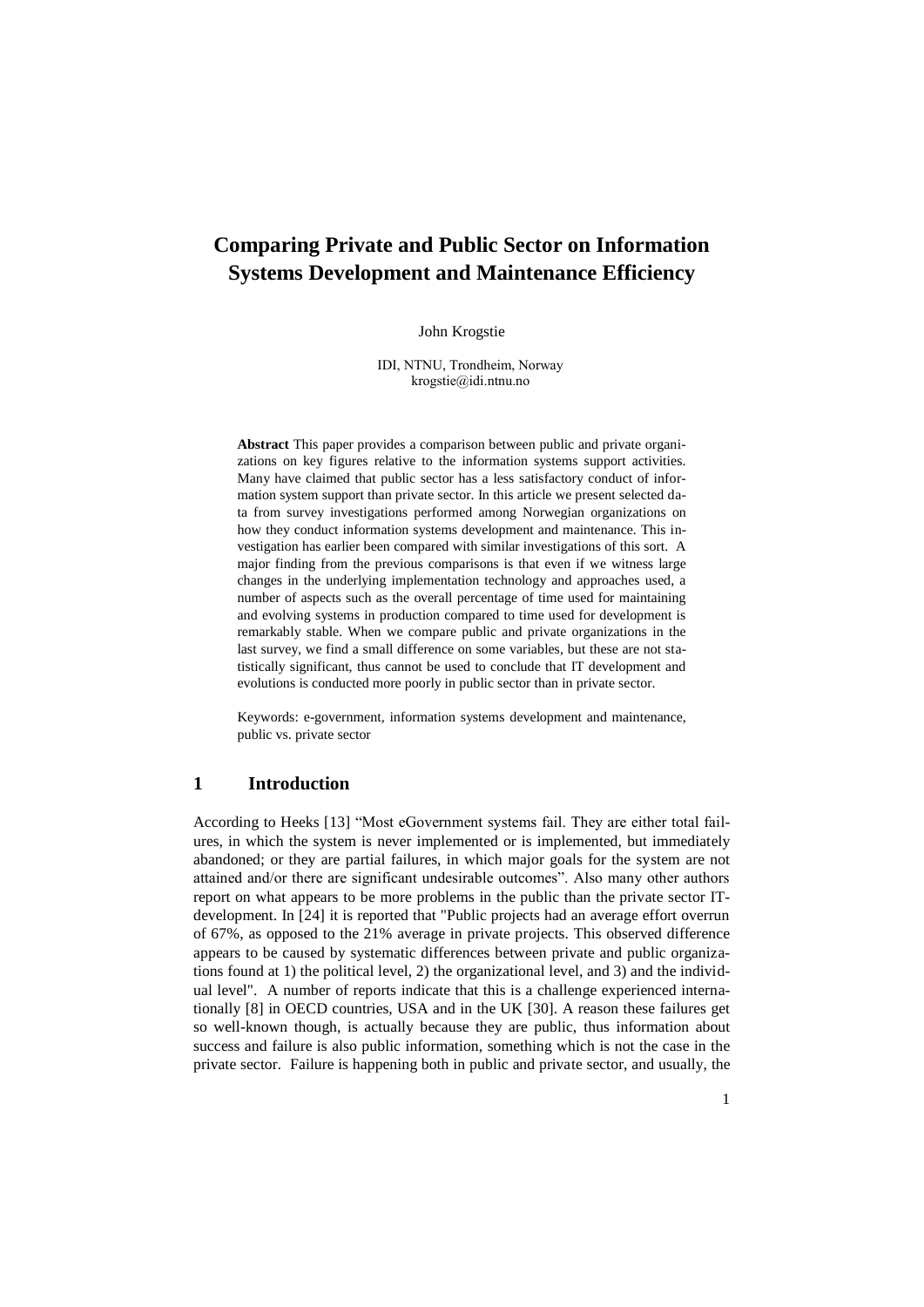# Comparing Private and Public Sector on Information Systems Development and Maintenance Efficiency

John Krogstie

IDI, NTNU, Trondheim, Norway
krogstie@idi.ntnu.no

**Abstract** This paper provides a comparison between public and private organizations on key figures relative to the information systems support activities. Many have claimed that public sector has a less satisfactory conduct of information system support than private sector. In this article we present selected data from survey investigations performed among Norwegian organizations on how they conduct information systems development and maintenance. This investigation has earlier been compared with similar investigations of this sort. A major finding from the previous comparisons is that even if we witness large changes in the underlying implementation technology and approaches used, a number of aspects such as the overall percentage of time used for maintaining and evolving systems in production compared to time used for development is remarkably stable. When we compare public and private organizations in the last survey, we find a small difference on some variables, but these are not statistically significant, thus cannot be used to conclude that IT development and evolutions is conducted more poorly in public sector than in private sector.

Keywords: e-government, information systems development and maintenance, public vs. private sector

## 1 Introduction

According to Heeks [13] "Most eGovernment systems fail. They are either total failures, in which the system is never implemented or is implemented, but immediately abandoned; or they are partial failures, in which major goals for the system are not attained and/or there are significant undesirable outcomes". Also many other authors report on what appears to be more problems in the public than the private sector IT-development. In [24] it is reported that "Public projects had an average effort overrun of 67%, as opposed to the 21% average in private projects. This observed difference appears to be caused by systematic differences between private and public organizations found at 1) the political level, 2) the organizational level, and 3) and the individual level". A number of reports indicate that this is a challenge experienced internationally [8] in OECD countries, USA and in the UK [30]. A reason these failures get so well-known though, is actually because they are public, thus information about success and failure is also public information, something which is not the case in the private sector. Failure is happening both in public and private sector, and usually, the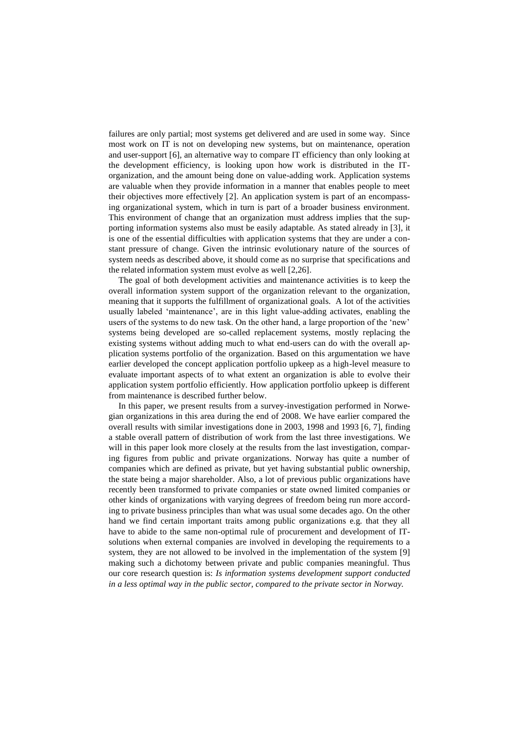failures are only partial; most systems get delivered and are used in some way. Since most work on IT is not on developing new systems, but on maintenance, operation and user-support [6], an alternative way to compare IT efficiency than only looking at the development efficiency, is looking upon how work is distributed in the IT-organization, and the amount being done on value-adding work. Application systems are valuable when they provide information in a manner that enables people to meet their objectives more effectively [2]. An application system is part of an encompassing organizational system, which in turn is part of a broader business environment. This environment of change that an organization must address implies that the supporting information systems also must be easily adaptable. As stated already in [3], it is one of the essential difficulties with application systems that they are under a constant pressure of change. Given the intrinsic evolutionary nature of the sources of system needs as described above, it should come as no surprise that specifications and the related information system must evolve as well [2,26].

The goal of both development activities and maintenance activities is to keep the overall information system support of the organization relevant to the organization, meaning that it supports the fulfillment of organizational goals. A lot of the activities usually labeled 'maintenance', are in this light value-adding activates, enabling the users of the systems to do new task. On the other hand, a large proportion of the 'new' systems being developed are so-called replacement systems, mostly replacing the existing systems without adding much to what end-users can do with the overall application systems portfolio of the organization. Based on this argumentation we have earlier developed the concept application portfolio upkeep as a high-level measure to evaluate important aspects of to what extent an organization is able to evolve their application system portfolio efficiently. How application portfolio upkeep is different from maintenance is described further below.

In this paper, we present results from a survey-investigation performed in Norwegian organizations in this area during the end of 2008. We have earlier compared the overall results with similar investigations done in 2003, 1998 and 1993 [6, 7], finding a stable overall pattern of distribution of work from the last three investigations. We will in this paper look more closely at the results from the last investigation, comparing figures from public and private organizations. Norway has quite a number of companies which are defined as private, but yet having substantial public ownership, the state being a major shareholder. Also, a lot of previous public organizations have recently been transformed to private companies or state owned limited companies or other kinds of organizations with varying degrees of freedom being run more according to private business principles than what was usual some decades ago. On the other hand we find certain important traits among public organizations e.g. that they all have to abide to the same non-optimal rule of procurement and development of IT-solutions when external companies are involved in developing the requirements to a system, they are not allowed to be involved in the implementation of the system [9] making such a dichotomy between private and public companies meaningful. Thus our core research question is: *Is information systems development support conducted in a less optimal way in the public sector, compared to the private sector in Norway.*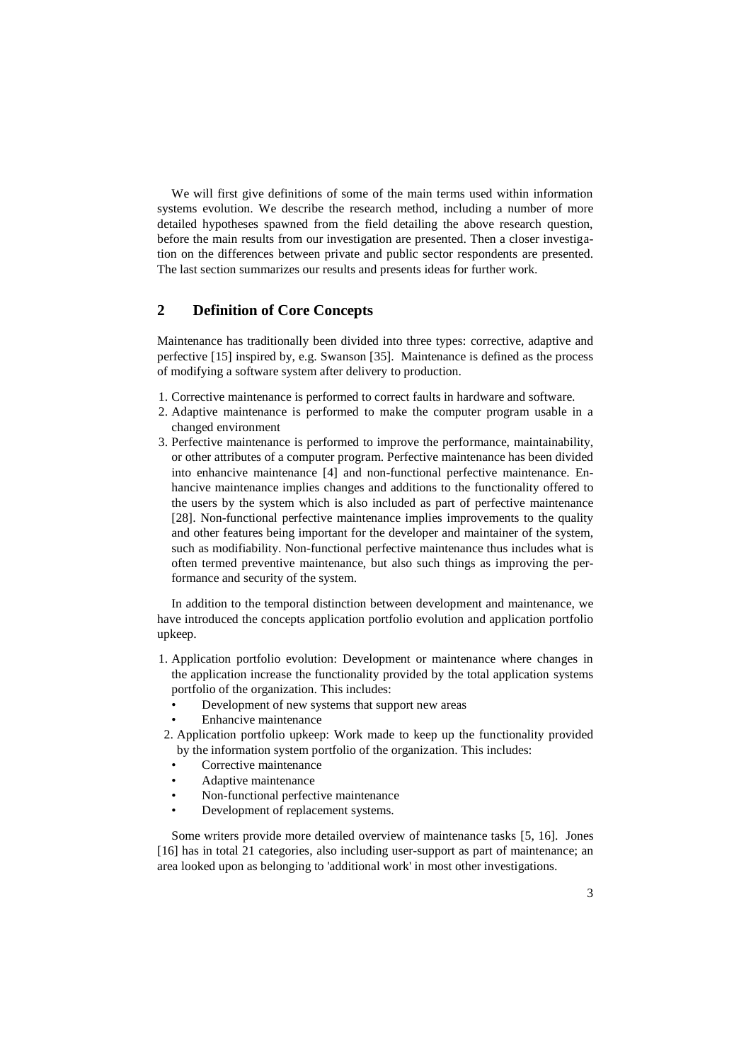We will first give definitions of some of the main terms used within information systems evolution. We describe the research method, including a number of more detailed hypotheses spawned from the field detailing the above research question, before the main results from our investigation are presented. Then a closer investigation on the differences between private and public sector respondents are presented. The last section summarizes our results and presents ideas for further work.

## 2 Definition of Core Concepts

Maintenance has traditionally been divided into three types: corrective, adaptive and perfective [15] inspired by, e.g. Swanson [35]. Maintenance is defined as the process of modifying a software system after delivery to production.

1. Corrective maintenance is performed to correct faults in hardware and software.
2. Adaptive maintenance is performed to make the computer program usable in a changed environment
3. Perfective maintenance is performed to improve the performance, maintainability, or other attributes of a computer program. Perfective maintenance has been divided into enhancive maintenance [4] and non-functional perfective maintenance. Enhancive maintenance implies changes and additions to the functionality offered to the users by the system which is also included as part of perfective maintenance [28]. Non-functional perfective maintenance implies improvements to the quality and other features being important for the developer and maintainer of the system, such as modifiability. Non-functional perfective maintenance thus includes what is often termed preventive maintenance, but also such things as improving the performance and security of the system.

In addition to the temporal distinction between development and maintenance, we have introduced the concepts application portfolio evolution and application portfolio upkeep.

1. Application portfolio evolution: Development or maintenance where changes in the application increase the functionality provided by the total application systems portfolio of the organization. This includes:
   - Development of new systems that support new areas
   - Enhancive maintenance
2. Application portfolio upkeep: Work made to keep up the functionality provided by the information system portfolio of the organization. This includes:
   - Corrective maintenance
   - Adaptive maintenance
   - Non-functional perfective maintenance
   - Development of replacement systems.

Some writers provide more detailed overview of maintenance tasks [5, 16]. Jones [16] has in total 21 categories, also including user-support as part of maintenance; an area looked upon as belonging to 'additional work' in most other investigations.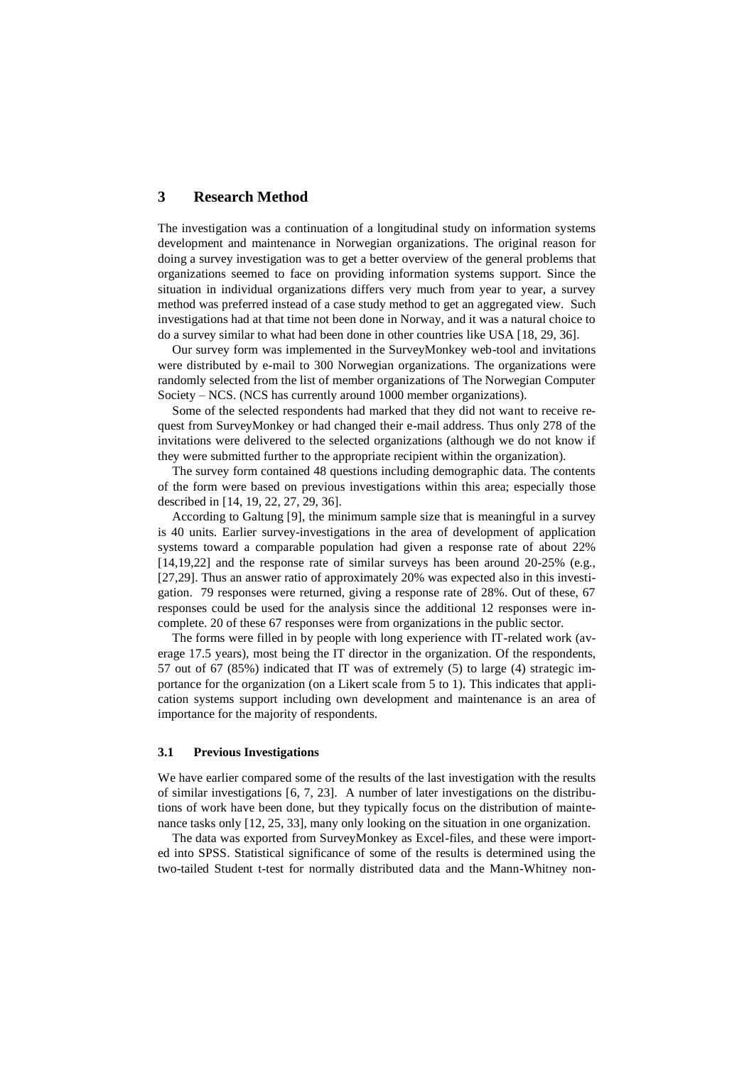## 3 Research Method

The investigation was a continuation of a longitudinal study on information systems development and maintenance in Norwegian organizations. The original reason for doing a survey investigation was to get a better overview of the general problems that organizations seemed to face on providing information systems support. Since the situation in individual organizations differs very much from year to year, a survey method was preferred instead of a case study method to get an aggregated view. Such investigations had at that time not been done in Norway, and it was a natural choice to do a survey similar to what had been done in other countries like USA [18, 29, 36].

Our survey form was implemented in the SurveyMonkey web-tool and invitations were distributed by e-mail to 300 Norwegian organizations. The organizations were randomly selected from the list of member organizations of The Norwegian Computer Society – NCS. (NCS has currently around 1000 member organizations).

Some of the selected respondents had marked that they did not want to receive request from SurveyMonkey or had changed their e-mail address. Thus only 278 of the invitations were delivered to the selected organizations (although we do not know if they were submitted further to the appropriate recipient within the organization).

The survey form contained 48 questions including demographic data. The contents of the form were based on previous investigations within this area; especially those described in [14, 19, 22, 27, 29, 36].

According to Galtung [9], the minimum sample size that is meaningful in a survey is 40 units. Earlier survey-investigations in the area of development of application systems toward a comparable population had given a response rate of about 22% [14,19,22] and the response rate of similar surveys has been around 20-25% (e.g., [27,29]. Thus an answer ratio of approximately 20% was expected also in this investigation. 79 responses were returned, giving a response rate of 28%. Out of these, 67 responses could be used for the analysis since the additional 12 responses were incomplete. 20 of these 67 responses were from organizations in the public sector.

The forms were filled in by people with long experience with IT-related work (average 17.5 years), most being the IT director in the organization. Of the respondents, 57 out of 67 (85%) indicated that IT was of extremely (5) to large (4) strategic importance for the organization (on a Likert scale from 5 to 1). This indicates that application systems support including own development and maintenance is an area of importance for the majority of respondents.

### 3.1 Previous Investigations

We have earlier compared some of the results of the last investigation with the results of similar investigations [6, 7, 23]. A number of later investigations on the distributions of work have been done, but they typically focus on the distribution of maintenance tasks only [12, 25, 33], many only looking on the situation in one organization.

The data was exported from SurveyMonkey as Excel-files, and these were imported into SPSS. Statistical significance of some of the results is determined using the two-tailed Student t-test for normally distributed data and the Mann-Whitney non-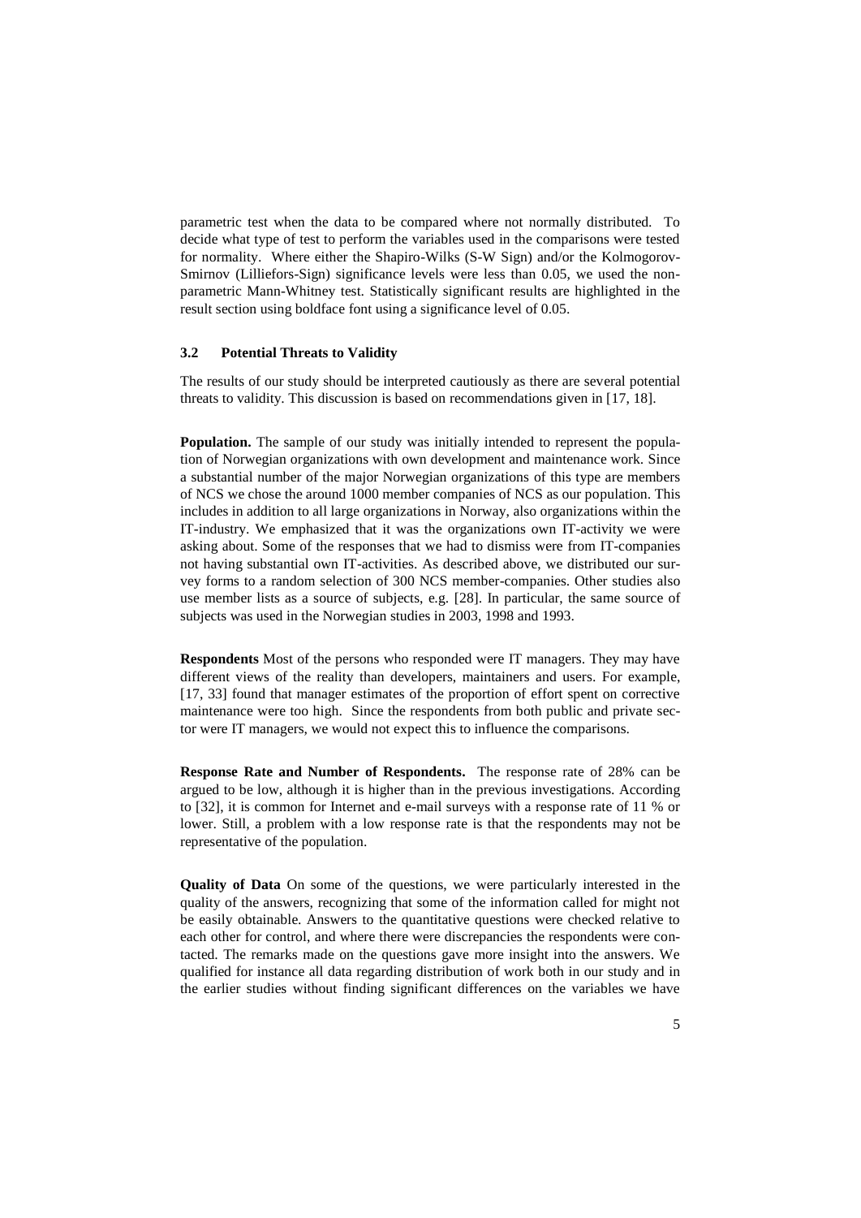parametric test when the data to be compared where not normally distributed. To decide what type of test to perform the variables used in the comparisons were tested for normality. Where either the Shapiro-Wilks (S-W Sign) and/or the Kolmogorov-Smirnov (Lilliefors-Sign) significance levels were less than 0.05, we used the non-parametric Mann-Whitney test. Statistically significant results are highlighted in the result section using boldface font using a significance level of 0.05.

### 3.2 Potential Threats to Validity

The results of our study should be interpreted cautiously as there are several potential threats to validity. This discussion is based on recommendations given in [17, 18].

**Population.** The sample of our study was initially intended to represent the population of Norwegian organizations with own development and maintenance work. Since a substantial number of the major Norwegian organizations of this type are members of NCS we chose the around 1000 member companies of NCS as our population. This includes in addition to all large organizations in Norway, also organizations within the IT-industry. We emphasized that it was the organizations own IT-activity we were asking about. Some of the responses that we had to dismiss were from IT-companies not having substantial own IT-activities. As described above, we distributed our survey forms to a random selection of 300 NCS member-companies. Other studies also use member lists as a source of subjects, e.g. [28]. In particular, the same source of subjects was used in the Norwegian studies in 2003, 1998 and 1993.

**Respondents** Most of the persons who responded were IT managers. They may have different views of the reality than developers, maintainers and users. For example, [17, 33] found that manager estimates of the proportion of effort spent on corrective maintenance were too high. Since the respondents from both public and private sector were IT managers, we would not expect this to influence the comparisons.

**Response Rate and Number of Respondents.** The response rate of 28% can be argued to be low, although it is higher than in the previous investigations. According to [32], it is common for Internet and e-mail surveys with a response rate of 11 % or lower. Still, a problem with a low response rate is that the respondents may not be representative of the population.

**Quality of Data** On some of the questions, we were particularly interested in the quality of the answers, recognizing that some of the information called for might not be easily obtainable. Answers to the quantitative questions were checked relative to each other for control, and where there were discrepancies the respondents were contacted. The remarks made on the questions gave more insight into the answers. We qualified for instance all data regarding distribution of work both in our study and in the earlier studies without finding significant differences on the variables we have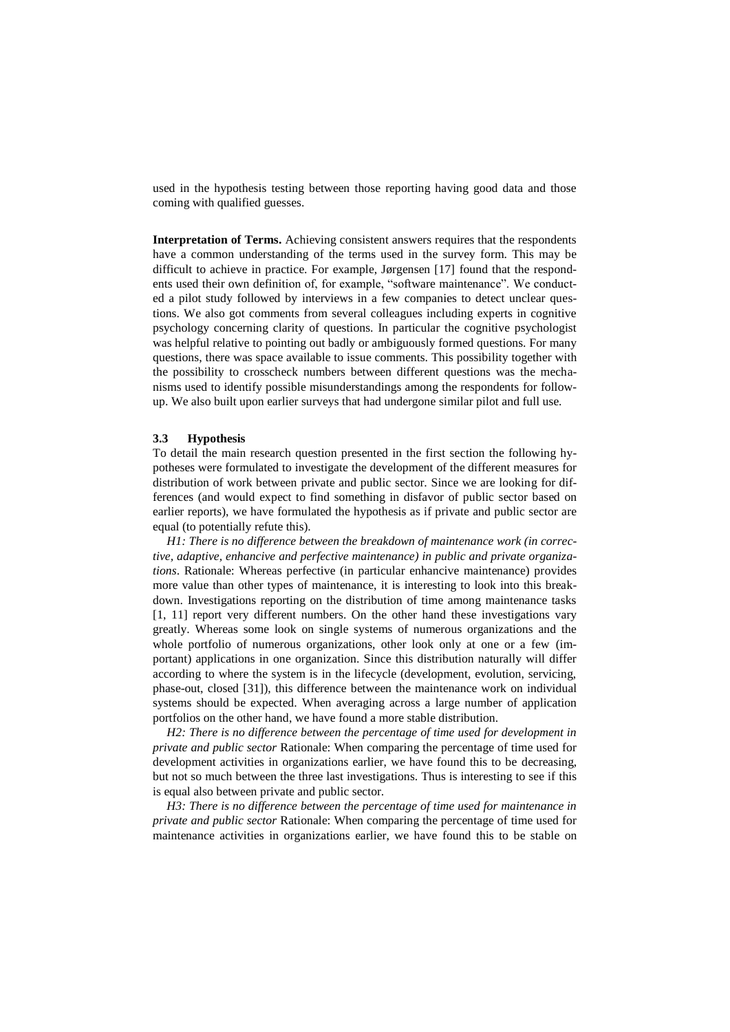used in the hypothesis testing between those reporting having good data and those coming with qualified guesses.

**Interpretation of Terms.** Achieving consistent answers requires that the respondents have a common understanding of the terms used in the survey form. This may be difficult to achieve in practice. For example, Jørgensen [17] found that the respondents used their own definition of, for example, "software maintenance". We conducted a pilot study followed by interviews in a few companies to detect unclear questions. We also got comments from several colleagues including experts in cognitive psychology concerning clarity of questions. In particular the cognitive psychologist was helpful relative to pointing out badly or ambiguously formed questions. For many questions, there was space available to issue comments. This possibility together with the possibility to crosscheck numbers between different questions was the mechanisms used to identify possible misunderstandings among the respondents for follow-up. We also built upon earlier surveys that had undergone similar pilot and full use.

### 3.3 Hypothesis

To detail the main research question presented in the first section the following hypotheses were formulated to investigate the development of the different measures for distribution of work between private and public sector. Since we are looking for differences (and would expect to find something in disfavor of public sector based on earlier reports), we have formulated the hypothesis as if private and public sector are equal (to potentially refute this).

*H1: There is no difference between the breakdown of maintenance work (in corrective, adaptive, enhancive and perfective maintenance) in public and private organizations*. Rationale: Whereas perfective (in particular enhancive maintenance) provides more value than other types of maintenance, it is interesting to look into this breakdown. Investigations reporting on the distribution of time among maintenance tasks [1, 11] report very different numbers. On the other hand these investigations vary greatly. Whereas some look on single systems of numerous organizations and the whole portfolio of numerous organizations, other look only at one or a few (important) applications in one organization. Since this distribution naturally will differ according to where the system is in the lifecycle (development, evolution, servicing, phase-out, closed [31]), this difference between the maintenance work on individual systems should be expected. When averaging across a large number of application portfolios on the other hand, we have found a more stable distribution.

*H2: There is no difference between the percentage of time used for development in private and public sector* Rationale: When comparing the percentage of time used for development activities in organizations earlier, we have found this to be decreasing, but not so much between the three last investigations. Thus is interesting to see if this is equal also between private and public sector.

*H3: There is no difference between the percentage of time used for maintenance in private and public sector* Rationale: When comparing the percentage of time used for maintenance activities in organizations earlier, we have found this to be stable on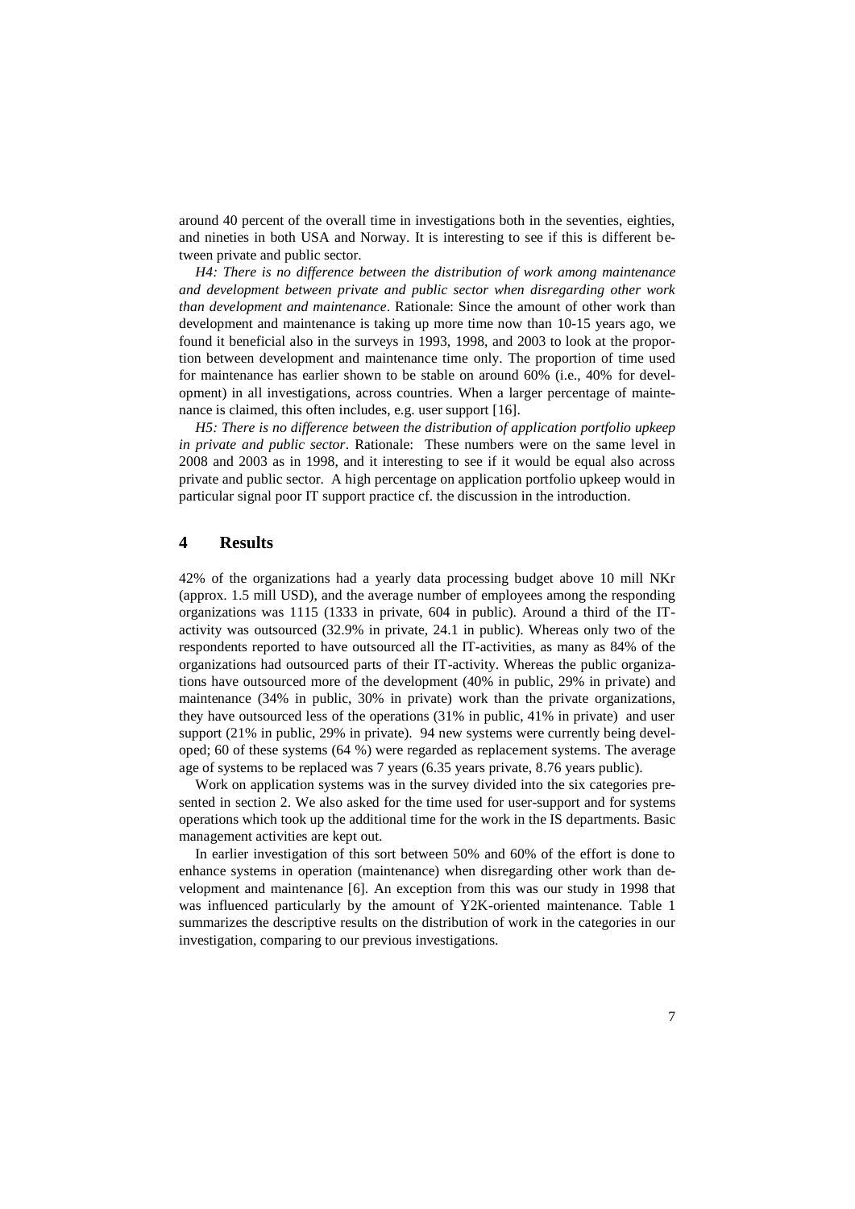around 40 percent of the overall time in investigations both in the seventies, eighties, and nineties in both USA and Norway. It is interesting to see if this is different between private and public sector.

*H4: There is no difference between the distribution of work among maintenance and development between private and public sector when disregarding other work than development and maintenance*. Rationale: Since the amount of other work than development and maintenance is taking up more time now than 10-15 years ago, we found it beneficial also in the surveys in 1993, 1998, and 2003 to look at the proportion between development and maintenance time only. The proportion of time used for maintenance has earlier shown to be stable on around 60% (i.e., 40% for development) in all investigations, across countries. When a larger percentage of maintenance is claimed, this often includes, e.g. user support [16].

*H5: There is no difference between the distribution of application portfolio upkeep in private and public sector*. Rationale: These numbers were on the same level in 2008 and 2003 as in 1998, and it interesting to see if it would be equal also across private and public sector. A high percentage on application portfolio upkeep would in particular signal poor IT support practice cf. the discussion in the introduction.

## 4 Results

42% of the organizations had a yearly data processing budget above 10 mill NKr (approx. 1.5 mill USD), and the average number of employees among the responding organizations was 1115 (1333 in private, 604 in public). Around a third of the IT-activity was outsourced (32.9% in private, 24.1 in public). Whereas only two of the respondents reported to have outsourced all the IT-activities, as many as 84% of the organizations had outsourced parts of their IT-activity. Whereas the public organizations have outsourced more of the development (40% in public, 29% in private) and maintenance (34% in public, 30% in private) work than the private organizations, they have outsourced less of the operations (31% in public, 41% in private) and user support (21% in public, 29% in private). 94 new systems were currently being developed; 60 of these systems (64 %) were regarded as replacement systems. The average age of systems to be replaced was 7 years (6.35 years private, 8.76 years public).

Work on application systems was in the survey divided into the six categories presented in section 2. We also asked for the time used for user-support and for systems operations which took up the additional time for the work in the IS departments. Basic management activities are kept out.

In earlier investigation of this sort between 50% and 60% of the effort is done to enhance systems in operation (maintenance) when disregarding other work than development and maintenance [6]. An exception from this was our study in 1998 that was influenced particularly by the amount of Y2K-oriented maintenance. Table 1 summarizes the descriptive results on the distribution of work in the categories in our investigation, comparing to our previous investigations.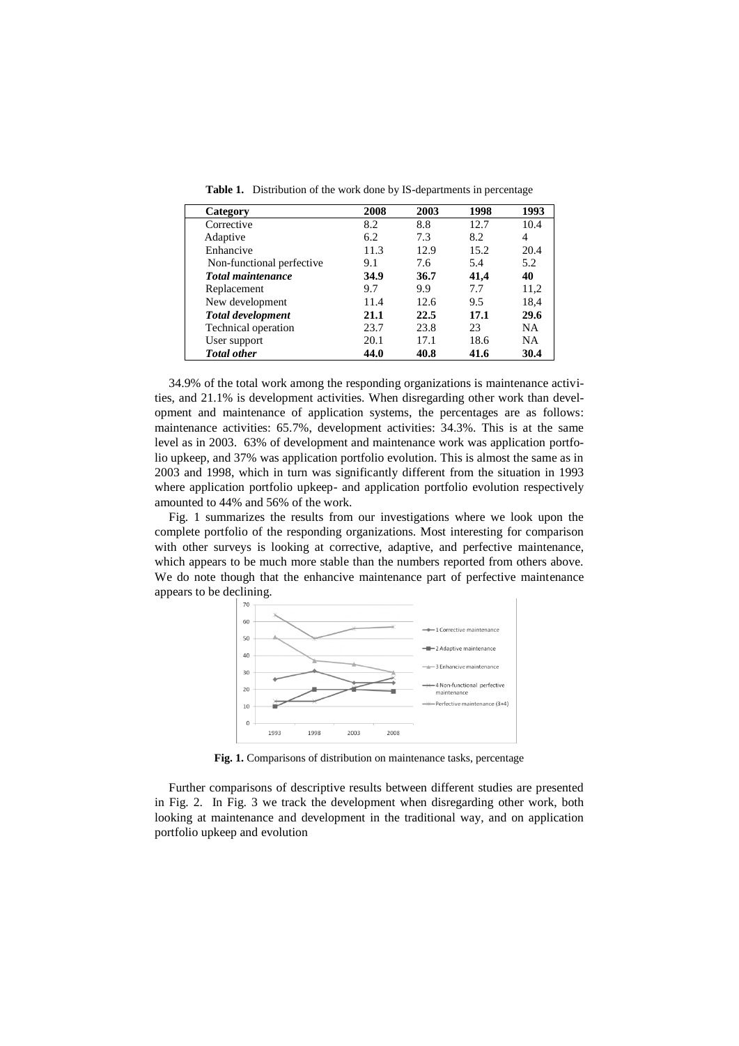**Table 1.** Distribution of the work done by IS-departments in percentage

| Category | 2008 | 2003 | 1998 | 1993 |
|---|---|---|---|---|
| Corrective | 8.2 | 8.8 | 12.7 | 10.4 |
| Adaptive | 6.2 | 7.3 | 8.2 | 4 |
| Enhancive | 11.3 | 12.9 | 15.2 | 20.4 |
| Non-functional perfective | 9.1 | 7.6 | 5.4 | 5.2 |
| ***Total maintenance*** | **34.9** | **36.7** | **41,4** | **40** |
| Replacement | 9.7 | 9.9 | 7.7 | 11,2 |
| New development | 11.4 | 12.6 | 9.5 | 18,4 |
| ***Total development*** | **21.1** | **22.5** | **17.1** | **29.6** |
| Technical operation | 23.7 | 23.8 | 23 | NA |
| User support | 20.1 | 17.1 | 18.6 | NA |
| ***Total other*** | **44.0** | **40.8** | **41.6** | **30.4** |

34.9% of the total work among the responding organizations is maintenance activities, and 21.1% is development activities. When disregarding other work than development and maintenance of application systems, the percentages are as follows: maintenance activities: 65.7%, development activities: 34.3%. This is at the same level as in 2003. 63% of development and maintenance work was application portfolio upkeep, and 37% was application portfolio evolution. This is almost the same as in 2003 and 1998, which in turn was significantly different from the situation in 1993 where application portfolio upkeep- and application portfolio evolution respectively amounted to 44% and 56% of the work.

Fig. 1 summarizes the results from our investigations where we look upon the complete portfolio of the responding organizations. Most interesting for comparison with other surveys is looking at corrective, adaptive, and perfective maintenance, which appears to be much more stable than the numbers reported from others above. We do note though that the enhancive maintenance part of perfective maintenance appears to be declining.

**Fig. 1.** Comparisons of distribution on maintenance tasks, percentage

Further comparisons of descriptive results between different studies are presented in Fig. 2. In Fig. 3 we track the development when disregarding other work, both looking at maintenance and development in the traditional way, and on application portfolio upkeep and evolution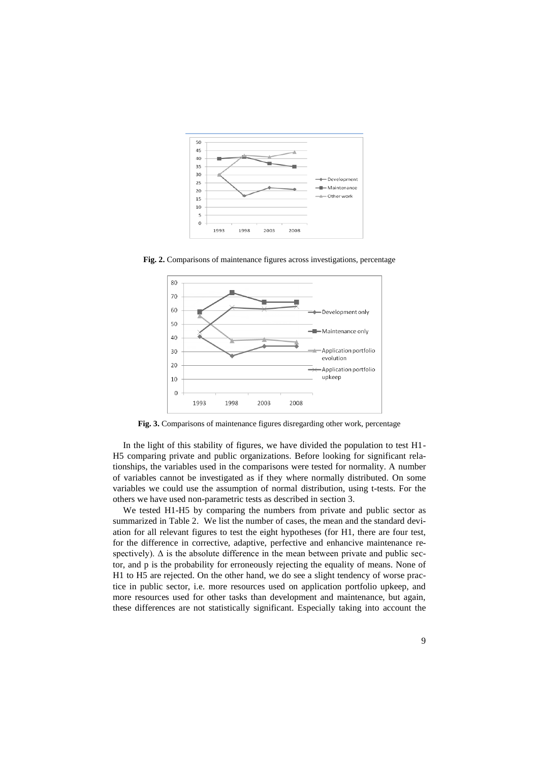**Fig. 2.** Comparisons of maintenance figures across investigations, percentage

**Fig. 3.** Comparisons of maintenance figures disregarding other work, percentage

In the light of this stability of figures, we have divided the population to test H1-H5 comparing private and public organizations. Before looking for significant relationships, the variables used in the comparisons were tested for normality. A number of variables cannot be investigated as if they where normally distributed. On some variables we could use the assumption of normal distribution, using t-tests. For the others we have used non-parametric tests as described in section 3.

We tested H1-H5 by comparing the numbers from private and public sector as summarized in Table 2. We list the number of cases, the mean and the standard deviation for all relevant figures to test the eight hypotheses (for H1, there are four test, for the difference in corrective, adaptive, perfective and enhancive maintenance respectively). Δ is the absolute difference in the mean between private and public sector, and p is the probability for erroneously rejecting the equality of means. None of H1 to H5 are rejected. On the other hand, we do see a slight tendency of worse practice in public sector, i.e. more resources used on application portfolio upkeep, and more resources used for other tasks than development and maintenance, but again, these differences are not statistically significant. Especially taking into account the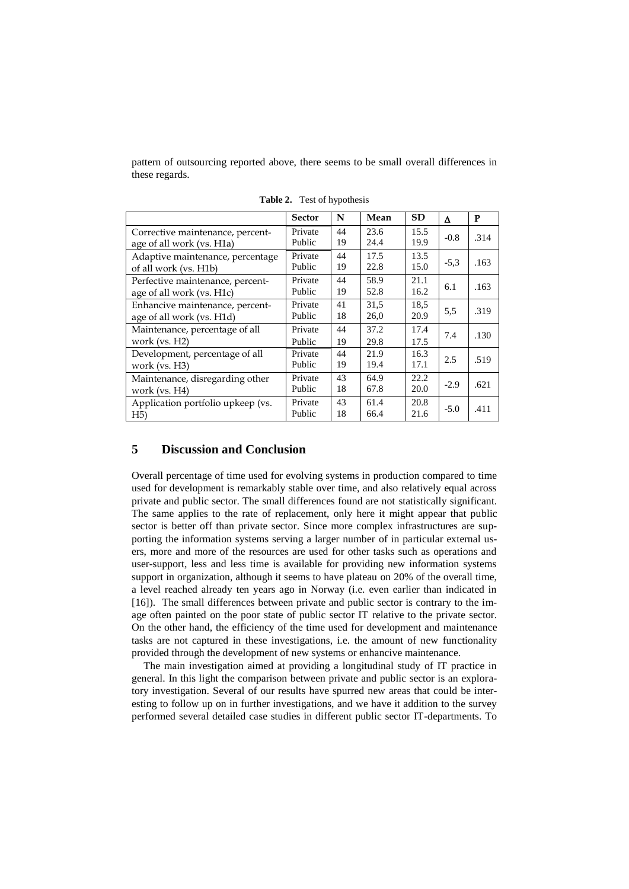pattern of outsourcing reported above, there seems to be small overall differences in these regards.

**Table 2.** Test of hypothesis

| | Sector | N | Mean | SD | Δ | P |
|---|---|---|---|---|---|---|
| Corrective maintenance, percentage of all work (vs. H1a) | Private<br>Public | 44<br>19 | 23.6<br>24.4 | 15.5<br>19.9 | -0.8 | .314 |
| Adaptive maintenance, percentage of all work (vs. H1b) | Private<br>Public | 44<br>19 | 17.5<br>22.8 | 13.5<br>15.0 | -5,3 | .163 |
| Perfective maintenance, percentage of all work (vs. H1c) | Private<br>Public | 44<br>19 | 58.9<br>52.8 | 21.1<br>16.2 | 6.1 | .163 |
| Enhancive maintenance, percentage of all work (vs. H1d) | Private<br>Public | 41<br>18 | 31,5<br>26,0 | 18,5<br>20.9 | 5,5 | .319 |
| Maintenance, percentage of all work (vs. H2) | Private<br>Public | 44<br>19 | 37.2<br>29.8 | 17.4<br>17.5 | 7.4 | .130 |
| Development, percentage of all work (vs. H3) | Private<br>Public | 44<br>19 | 21.9<br>19.4 | 16.3<br>17.1 | 2.5 | .519 |
| Maintenance, disregarding other work (vs. H4) | Private<br>Public | 43<br>18 | 64.9<br>67.8 | 22.2<br>20.0 | -2.9 | .621 |
| Application portfolio upkeep (vs. H5) | Private<br>Public | 43<br>18 | 61.4<br>66.4 | 20.8<br>21.6 | -5.0 | .411 |

## 5 Discussion and Conclusion

Overall percentage of time used for evolving systems in production compared to time used for development is remarkably stable over time, and also relatively equal across private and public sector. The small differences found are not statistically significant. The same applies to the rate of replacement, only here it might appear that public sector is better off than private sector. Since more complex infrastructures are supporting the information systems serving a larger number of in particular external users, more and more of the resources are used for other tasks such as operations and user-support, less and less time is available for providing new information systems support in organization, although it seems to have plateau on 20% of the overall time, a level reached already ten years ago in Norway (i.e. even earlier than indicated in [16]). The small differences between private and public sector is contrary to the image often painted on the poor state of public sector IT relative to the private sector. On the other hand, the efficiency of the time used for development and maintenance tasks are not captured in these investigations, i.e. the amount of new functionality provided through the development of new systems or enhancive maintenance.

The main investigation aimed at providing a longitudinal study of IT practice in general. In this light the comparison between private and public sector is an exploratory investigation. Several of our results have spurred new areas that could be interesting to follow up on in further investigations, and we have it addition to the survey performed several detailed case studies in different public sector IT-departments. To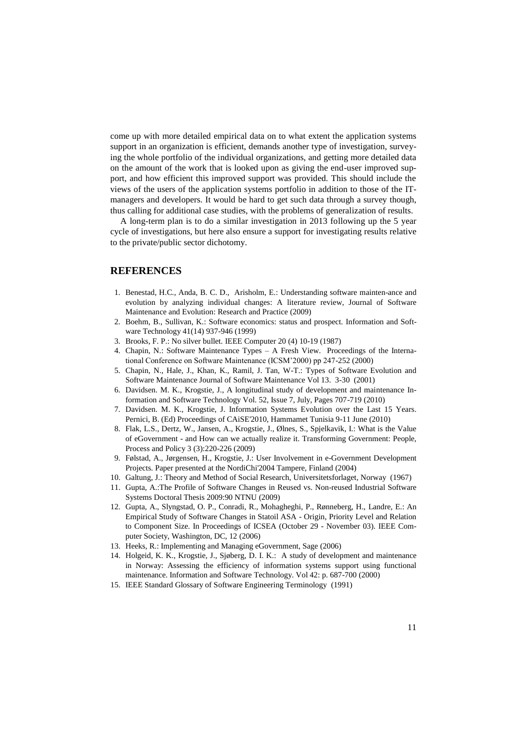come up with more detailed empirical data on to what extent the application systems support in an organization is efficient, demands another type of investigation, surveying the whole portfolio of the individual organizations, and getting more detailed data on the amount of the work that is looked upon as giving the end-user improved support, and how efficient this improved support was provided. This should include the views of the users of the application systems portfolio in addition to those of the IT-managers and developers. It would be hard to get such data through a survey though, thus calling for additional case studies, with the problems of generalization of results.

A long-term plan is to do a similar investigation in 2013 following up the 5 year cycle of investigations, but here also ensure a support for investigating results relative to the private/public sector dichotomy.

## REFERENCES

1. Benestad, H.C., Anda, B. C. D., Arisholm, E.: Understanding software mainten-ance and evolution by analyzing individual changes: A literature review, Journal of Software Maintenance and Evolution: Research and Practice (2009)
2. Boehm, B., Sullivan, K.: Software economics: status and prospect. Information and Software Technology 41(14) 937-946 (1999)
3. Brooks, F. P.: No silver bullet. IEEE Computer 20 (4) 10-19 (1987)
4. Chapin, N.: Software Maintenance Types – A Fresh View. Proceedings of the International Conference on Software Maintenance (ICSM'2000) pp 247-252 (2000)
5. Chapin, N., Hale, J., Khan, K., Ramil, J. Tan, W-T.: Types of Software Evolution and Software Maintenance Journal of Software Maintenance Vol 13. 3-30 (2001)
6. Davidsen. M. K., Krogstie, J., A longitudinal study of development and maintenance Information and Software Technology Vol. 52, Issue 7, July, Pages 707-719 (2010)
7. Davidsen. M. K., Krogstie, J. Information Systems Evolution over the Last 15 Years. Pernici, B. (Ed) Proceedings of CAiSE'2010, Hammamet Tunisia 9-11 June (2010)
8. Flak, L.S., Dertz, W., Jansen, A., Krogstie, J., Ølnes, S., Spjelkavik, I.: What is the Value of eGovernment - and How can we actually realize it. Transforming Government: People, Process and Policy 3 (3):220-226 (2009)
9. Følstad, A., Jørgensen, H., Krogstie, J.: User Involvement in e-Government Development Projects. Paper presented at the NordiChi'2004 Tampere, Finland (2004)
10. Galtung, J.: Theory and Method of Social Research, Universitetsforlaget, Norway (1967)
11. Gupta, A.:The Profile of Software Changes in Reused vs. Non-reused Industrial Software Systems Doctoral Thesis 2009:90 NTNU (2009)
12. Gupta, A., Slyngstad, O. P., Conradi, R., Mohagheghi, P., Rønneberg, H., Landre, E.: An Empirical Study of Software Changes in Statoil ASA - Origin, Priority Level and Relation to Component Size. In Proceedings of ICSEA (October 29 - November 03). IEEE Computer Society, Washington, DC, 12 (2006)
13. Heeks, R.: Implementing and Managing eGovernment, Sage (2006)
14. Holgeid, K. K., Krogstie, J., Sjøberg, D. I. K.: A study of development and maintenance in Norway: Assessing the efficiency of information systems support using functional maintenance. Information and Software Technology. Vol 42: p. 687-700 (2000)
15. IEEE Standard Glossary of Software Engineering Terminology (1991)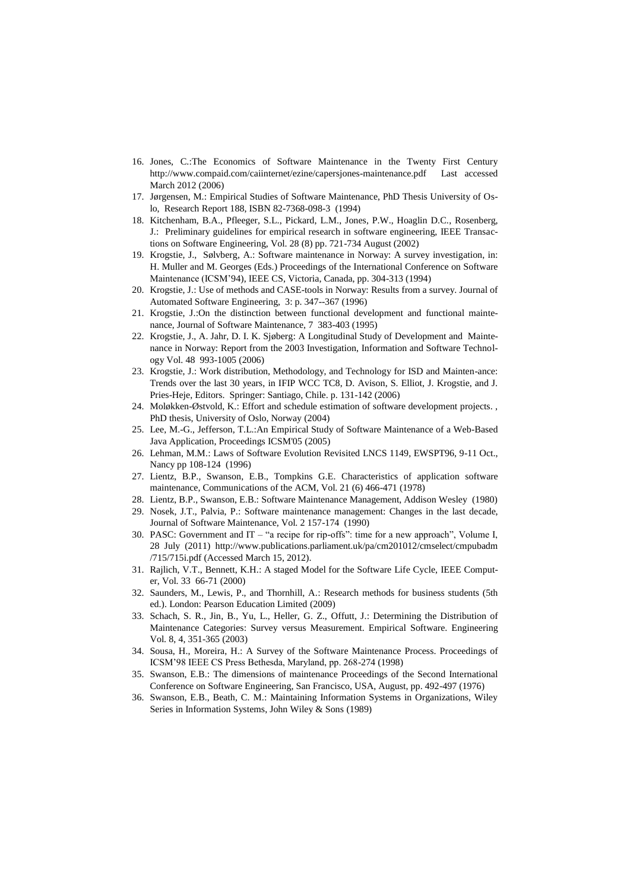16. Jones, C.:The Economics of Software Maintenance in the Twenty First Century http://www.compaid.com/caiinternet/ezine/capersjones-maintenance.pdf Last accessed March 2012 (2006)
17. Jørgensen, M.: Empirical Studies of Software Maintenance, PhD Thesis University of Oslo, Research Report 188, ISBN 82-7368-098-3 (1994)
18. Kitchenham, B.A., Pfleeger, S.L., Pickard, L.M., Jones, P.W., Hoaglin D.C., Rosenberg, J.: Preliminary guidelines for empirical research in software engineering, IEEE Transactions on Software Engineering, Vol. 28 (8) pp. 721-734 August (2002)
19. Krogstie, J., Sølvberg, A.: Software maintenance in Norway: A survey investigation, in: H. Muller and M. Georges (Eds.) Proceedings of the International Conference on Software Maintenance (ICSM'94), IEEE CS, Victoria, Canada, pp. 304-313 (1994)
20. Krogstie, J.: Use of methods and CASE-tools in Norway: Results from a survey. Journal of Automated Software Engineering, 3: p. 347--367 (1996)
21. Krogstie, J.:On the distinction between functional development and functional maintenance, Journal of Software Maintenance, 7 383-403 (1995)
22. Krogstie, J., A. Jahr, D. I. K. Sjøberg: A Longitudinal Study of Development and Maintenance in Norway: Report from the 2003 Investigation, Information and Software Technology Vol. 48 993-1005 (2006)
23. Krogstie, J.: Work distribution, Methodology, and Technology for ISD and Mainten-ance: Trends over the last 30 years, in IFIP WCC TC8, D. Avison, S. Elliot, J. Krogstie, and J. Pries-Heje, Editors. Springer: Santiago, Chile. p. 131-142 (2006)
24. Moløkken-Østvold, K.: Effort and schedule estimation of software development projects. , PhD thesis, University of Oslo, Norway (2004)
25. Lee, M.-G., Jefferson, T.L.:An Empirical Study of Software Maintenance of a Web-Based Java Application, Proceedings ICSM'05 (2005)
26. Lehman, M.M.: Laws of Software Evolution Revisited LNCS 1149, EWSPT96, 9-11 Oct., Nancy pp 108-124 (1996)
27. Lientz, B.P., Swanson, E.B., Tompkins G.E. Characteristics of application software maintenance, Communications of the ACM, Vol. 21 (6) 466-471 (1978)
28. Lientz, B.P., Swanson, E.B.: Software Maintenance Management, Addison Wesley (1980)
29. Nosek, J.T., Palvia, P.: Software maintenance management: Changes in the last decade, Journal of Software Maintenance, Vol. 2 157-174 (1990)
30. PASC: Government and IT – "a recipe for rip-offs": time for a new approach", Volume I, 28 July (2011) http://www.publications.parliament.uk/pa/cm201012/cmselect/cmpubadm/715/715i.pdf (Accessed March 15, 2012).
31. Rajlich, V.T., Bennett, K.H.: A staged Model for the Software Life Cycle, IEEE Computer, Vol. 33 66-71 (2000)
32. Saunders, M., Lewis, P., and Thornhill, A.: Research methods for business students (5th ed.). London: Pearson Education Limited (2009)
33. Schach, S. R., Jin, B., Yu, L., Heller, G. Z., Offutt, J.: Determining the Distribution of Maintenance Categories: Survey versus Measurement. Empirical Software. Engineering Vol. 8, 4, 351-365 (2003)
34. Sousa, H., Moreira, H.: A Survey of the Software Maintenance Process. Proceedings of ICSM'98 IEEE CS Press Bethesda, Maryland, pp. 268-274 (1998)
35. Swanson, E.B.: The dimensions of maintenance Proceedings of the Second International Conference on Software Engineering, San Francisco, USA, August, pp. 492-497 (1976)
36. Swanson, E.B., Beath, C. M.: Maintaining Information Systems in Organizations, Wiley Series in Information Systems, John Wiley & Sons (1989)